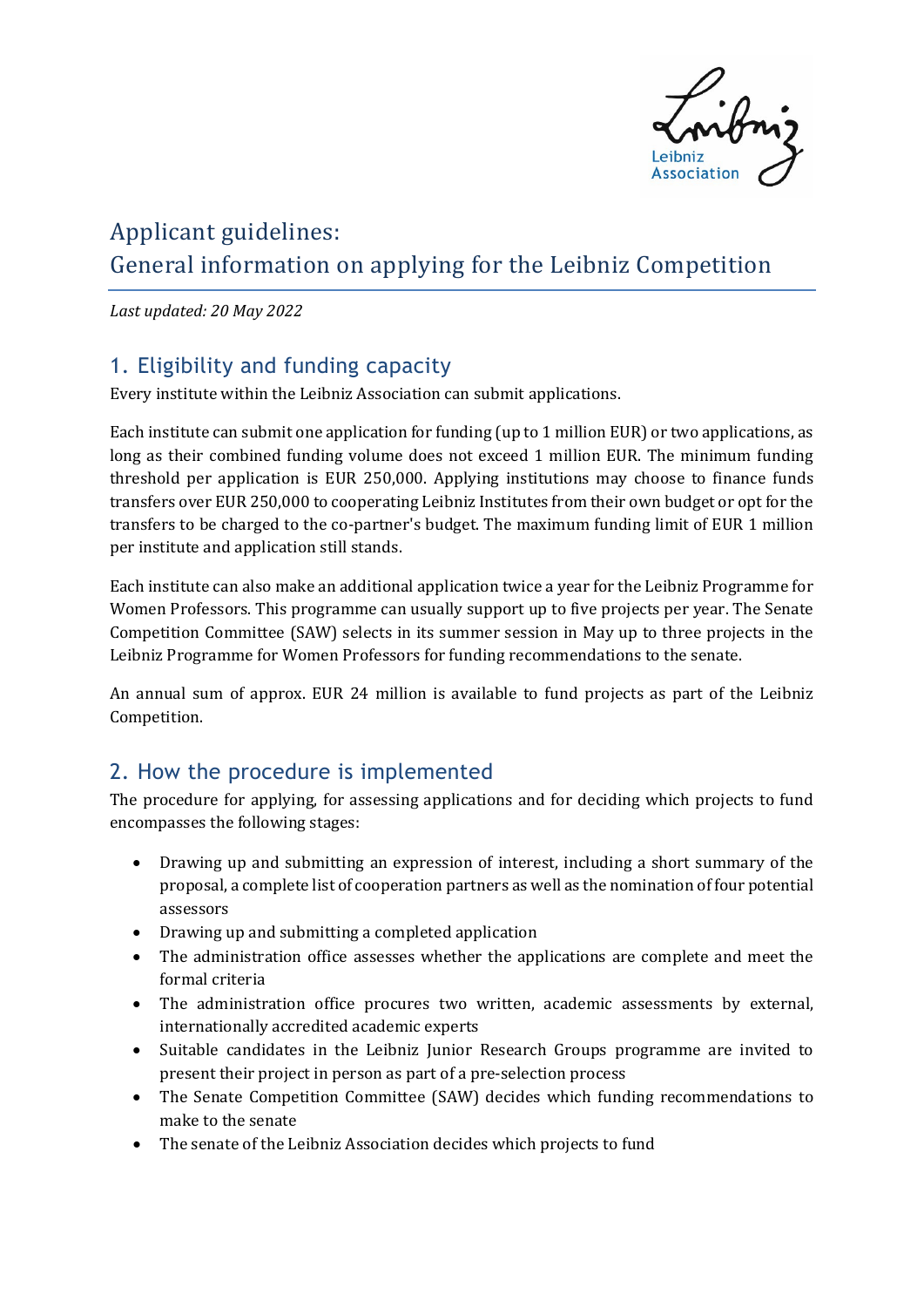# Applicant guidelines:
# General information on applying for the Leibniz Competition

*Last updated: 20 May 2022*

## 1. Eligibility and funding capacity

Every institute within the Leibniz Association can submit applications.

Each institute can submit one application for funding (up to 1 million EUR) or two applications, as long as their combined funding volume does not exceed 1 million EUR. The minimum funding threshold per application is EUR 250,000. Applying institutions may choose to finance funds transfers over EUR 250,000 to cooperating Leibniz Institutes from their own budget or opt for the transfers to be charged to the co-partner's budget. The maximum funding limit of EUR 1 million per institute and application still stands.

Each institute can also make an additional application twice a year for the Leibniz Programme for Women Professors. This programme can usually support up to five projects per year. The Senate Competition Committee (SAW) selects in its summer session in May up to three projects in the Leibniz Programme for Women Professors for funding recommendations to the senate.

An annual sum of approx. EUR 24 million is available to fund projects as part of the Leibniz Competition.

## 2. How the procedure is implemented

The procedure for applying, for assessing applications and for deciding which projects to fund encompasses the following stages:

- Drawing up and submitting an expression of interest, including a short summary of the proposal, a complete list of cooperation partners as well as the nomination of four potential assessors
- Drawing up and submitting a completed application
- The administration office assesses whether the applications are complete and meet the formal criteria
- The administration office procures two written, academic assessments by external, internationally accredited academic experts
- Suitable candidates in the Leibniz Junior Research Groups programme are invited to present their project in person as part of a pre-selection process
- The Senate Competition Committee (SAW) decides which funding recommendations to make to the senate
- The senate of the Leibniz Association decides which projects to fund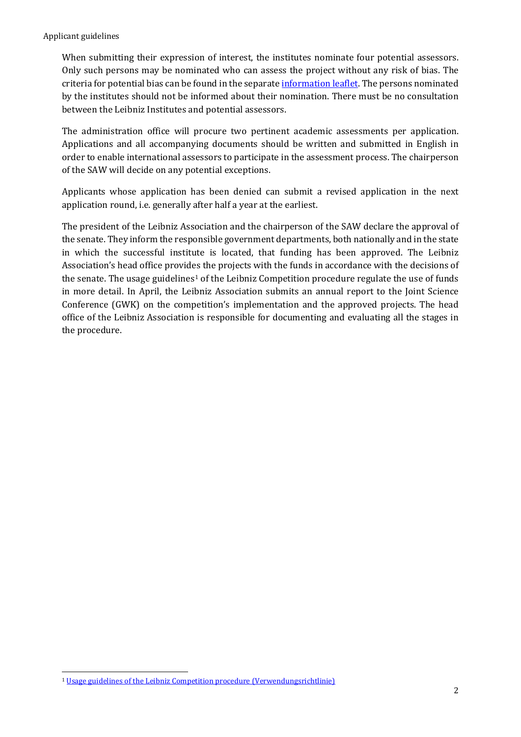When submitting their expression of interest, the institutes nominate four potential assessors. Only such persons may be nominated who can assess the project without any risk of bias. The criteria for potential bias can be found in the separate information leaflet. The persons nominated by the institutes should not be informed about their nomination. There must be no consultation between the Leibniz Institutes and potential assessors.

The administration office will procure two pertinent academic assessments per application. Applications and all accompanying documents should be written and submitted in English in order to enable international assessors to participate in the assessment process. The chairperson of the SAW will decide on any potential exceptions.

Applicants whose application has been denied can submit a revised application in the next application round, i.e. generally after half a year at the earliest.

The president of the Leibniz Association and the chairperson of the SAW declare the approval of the senate. They inform the responsible government departments, both nationally and in the state in which the successful institute is located, that funding has been approved. The Leibniz Association's head office provides the projects with the funds in accordance with the decisions of the senate. The usage guidelines[1] of the Leibniz Competition procedure regulate the use of funds in more detail. In April, the Leibniz Association submits an annual report to the Joint Science Conference (GWK) on the competition's implementation and the approved projects. The head office of the Leibniz Association is responsible for documenting and evaluating all the stages in the procedure.

[1] Usage guidelines of the Leibniz Competition procedure (Verwendungsrichtlinie)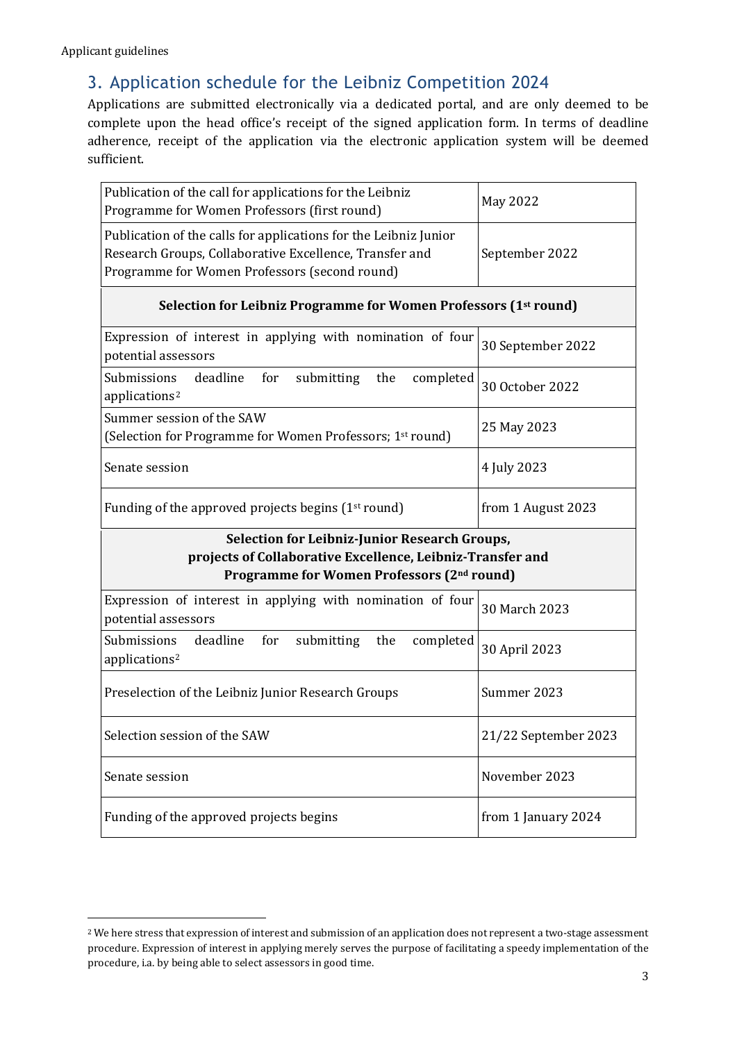## 3. Application schedule for the Leibniz Competition 2024

Applications are submitted electronically via a dedicated portal, and are only deemed to be complete upon the head office's receipt of the signed application form. In terms of deadline adherence, receipt of the application via the electronic application system will be deemed sufficient.

| | |
|---|---|
| Publication of the call for applications for the Leibniz Programme for Women Professors (first round) | May 2022 |
| Publication of the calls for applications for the Leibniz Junior Research Groups, Collaborative Excellence, Transfer and Programme for Women Professors (second round) | September 2022 |
| **Selection for Leibniz Programme for Women Professors (1st round)** | |
| Expression of interest in applying with nomination of four potential assessors | 30 September 2022 |
| Submissions deadline for submitting the completed applications[2] | 30 October 2022 |
| Summer session of the SAW (Selection for Programme for Women Professors; 1st round) | 25 May 2023 |
| Senate session | 4 July 2023 |
| Funding of the approved projects begins (1st round) | from 1 August 2023 |
| **Selection for Leibniz-Junior Research Groups, projects of Collaborative Excellence, Leibniz-Transfer and Programme for Women Professors (2nd round)** | |
| Expression of interest in applying with nomination of four potential assessors | 30 March 2023 |
| Submissions deadline for submitting the completed applications[2] | 30 April 2023 |
| Preselection of the Leibniz Junior Research Groups | Summer 2023 |
| Selection session of the SAW | 21/22 September 2023 |
| Senate session | November 2023 |
| Funding of the approved projects begins | from 1 January 2024 |

[2] We here stress that expression of interest and submission of an application does not represent a two-stage assessment procedure. Expression of interest in applying merely serves the purpose of facilitating a speedy implementation of the procedure, i.a. by being able to select assessors in good time.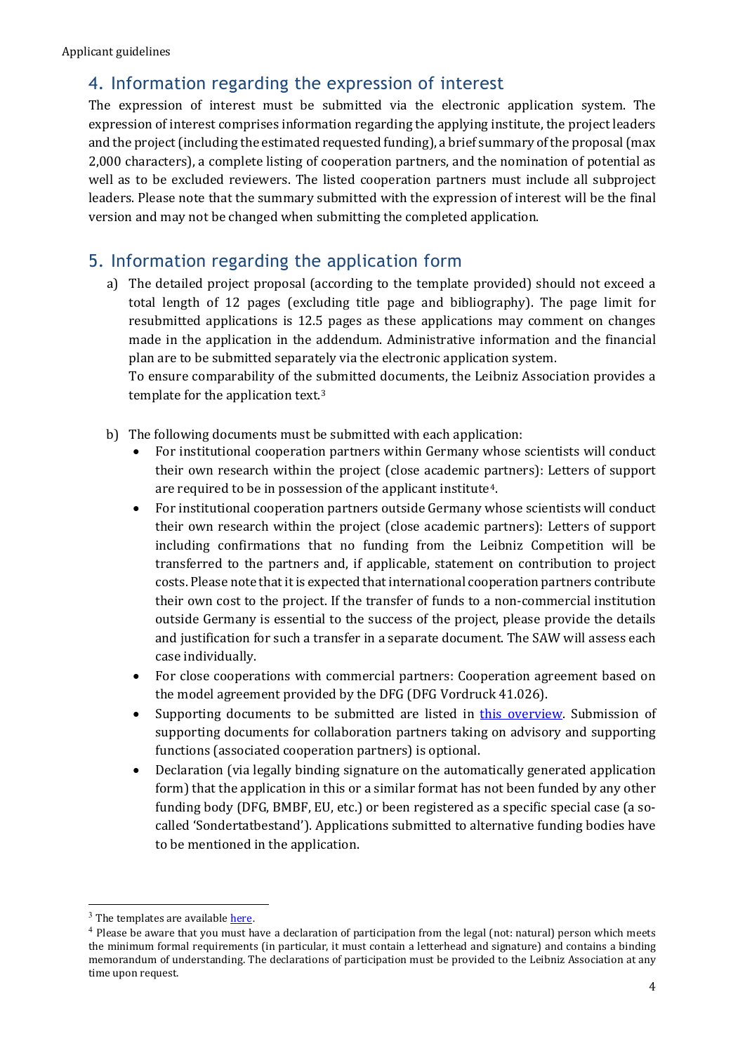## 4. Information regarding the expression of interest

The expression of interest must be submitted via the electronic application system. The expression of interest comprises information regarding the applying institute, the project leaders and the project (including the estimated requested funding), a brief summary of the proposal (max 2,000 characters), a complete listing of cooperation partners, and the nomination of potential as well as to be excluded reviewers. The listed cooperation partners must include all subproject leaders. Please note that the summary submitted with the expression of interest will be the final version and may not be changed when submitting the completed application.

## 5. Information regarding the application form

a) The detailed project proposal (according to the template provided) should not exceed a total length of 12 pages (excluding title page and bibliography). The page limit for resubmitted applications is 12.5 pages as these applications may comment on changes made in the application in the addendum. Administrative information and the financial plan are to be submitted separately via the electronic application system.
   To ensure comparability of the submitted documents, the Leibniz Association provides a template for the application text.[3]

b) The following documents must be submitted with each application:
   - For institutional cooperation partners within Germany whose scientists will conduct their own research within the project (close academic partners): Letters of support are required to be in possession of the applicant institute[4].
   - For institutional cooperation partners outside Germany whose scientists will conduct their own research within the project (close academic partners): Letters of support including confirmations that no funding from the Leibniz Competition will be transferred to the partners and, if applicable, statement on contribution to project costs. Please note that it is expected that international cooperation partners contribute their own cost to the project. If the transfer of funds to a non-commercial institution outside Germany is essential to the success of the project, please provide the details and justification for such a transfer in a separate document. The SAW will assess each case individually.
   - For close cooperations with commercial partners: Cooperation agreement based on the model agreement provided by the DFG (DFG Vordruck 41.026).
   - Supporting documents to be submitted are listed in this overview. Submission of supporting documents for collaboration partners taking on advisory and supporting functions (associated cooperation partners) is optional.
   - Declaration (via legally binding signature on the automatically generated application form) that the application in this or a similar format has not been funded by any other funding body (DFG, BMBF, EU, etc.) or been registered as a specific special case (a so-called 'Sondertatbestand'). Applications submitted to alternative funding bodies have to be mentioned in the application.

---

[3] The templates are available here.

[4] Please be aware that you must have a declaration of participation from the legal (not: natural) person which meets the minimum formal requirements (in particular, it must contain a letterhead and signature) and contains a binding memorandum of understanding. The declarations of participation must be provided to the Leibniz Association at any time upon request.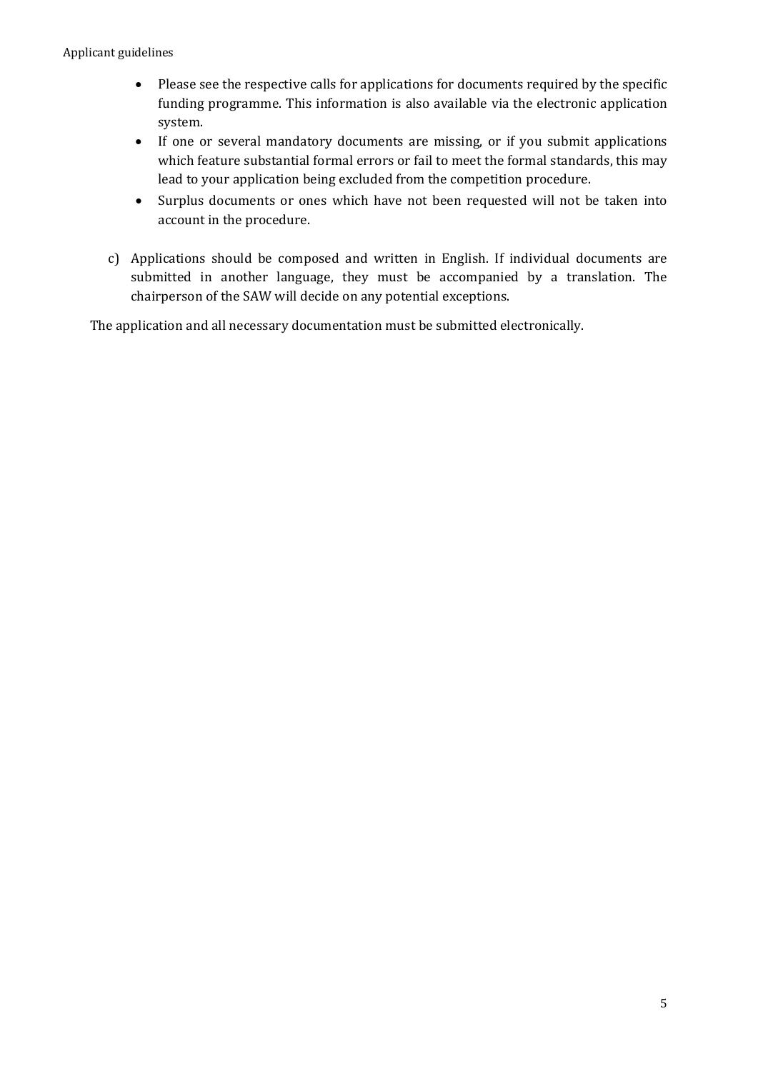- Please see the respective calls for applications for documents required by the specific funding programme. This information is also available via the electronic application system.
- If one or several mandatory documents are missing, or if you submit applications which feature substantial formal errors or fail to meet the formal standards, this may lead to your application being excluded from the competition procedure.
- Surplus documents or ones which have not been requested will not be taken into account in the procedure.

c) Applications should be composed and written in English. If individual documents are submitted in another language, they must be accompanied by a translation. The chairperson of the SAW will decide on any potential exceptions.

The application and all necessary documentation must be submitted electronically.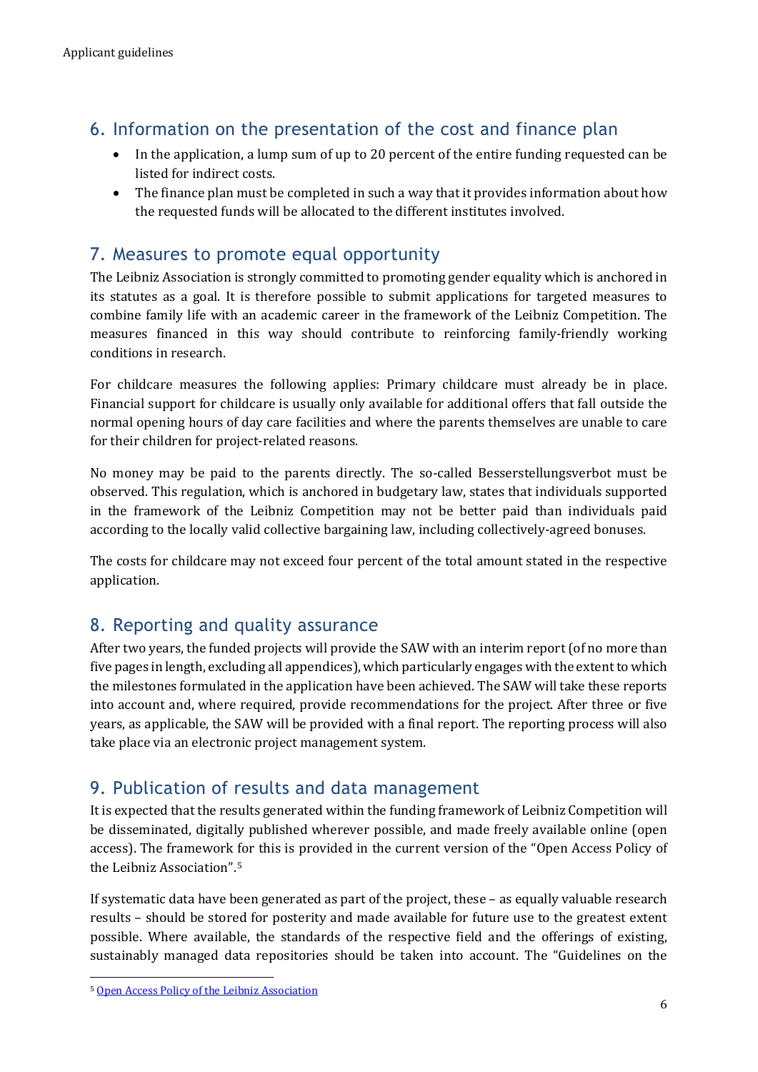## 6. Information on the presentation of the cost and finance plan

- In the application, a lump sum of up to 20 percent of the entire funding requested can be listed for indirect costs.
- The finance plan must be completed in such a way that it provides information about how the requested funds will be allocated to the different institutes involved.

## 7. Measures to promote equal opportunity

The Leibniz Association is strongly committed to promoting gender equality which is anchored in its statutes as a goal. It is therefore possible to submit applications for targeted measures to combine family life with an academic career in the framework of the Leibniz Competition. The measures financed in this way should contribute to reinforcing family-friendly working conditions in research.

For childcare measures the following applies: Primary childcare must already be in place. Financial support for childcare is usually only available for additional offers that fall outside the normal opening hours of day care facilities and where the parents themselves are unable to care for their children for project-related reasons.

No money may be paid to the parents directly. The so-called Besserstellungsverbot must be observed. This regulation, which is anchored in budgetary law, states that individuals supported in the framework of the Leibniz Competition may not be better paid than individuals paid according to the locally valid collective bargaining law, including collectively-agreed bonuses.

The costs for childcare may not exceed four percent of the total amount stated in the respective application.

## 8. Reporting and quality assurance

After two years, the funded projects will provide the SAW with an interim report (of no more than five pages in length, excluding all appendices), which particularly engages with the extent to which the milestones formulated in the application have been achieved. The SAW will take these reports into account and, where required, provide recommendations for the project. After three or five years, as applicable, the SAW will be provided with a final report. The reporting process will also take place via an electronic project management system.

## 9. Publication of results and data management

It is expected that the results generated within the funding framework of Leibniz Competition will be disseminated, digitally published wherever possible, and made freely available online (open access). The framework for this is provided in the current version of the "Open Access Policy of the Leibniz Association".[5]

If systematic data have been generated as part of the project, these – as equally valuable research results – should be stored for posterity and made available for future use to the greatest extent possible. Where available, the standards of the respective field and the offerings of existing, sustainably managed data repositories should be taken into account. The "Guidelines on the

[5] Open Access Policy of the Leibniz Association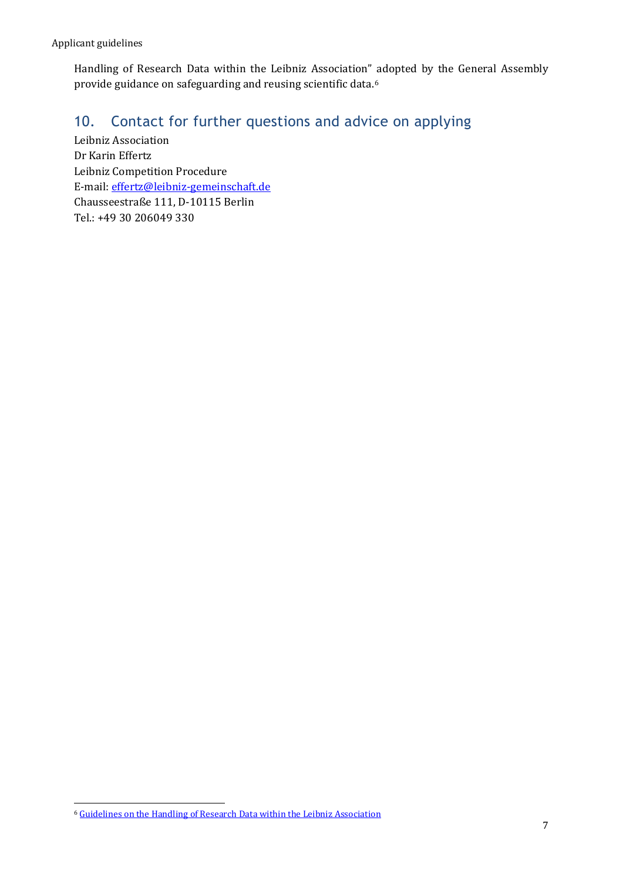Handling of Research Data within the Leibniz Association" adopted by the General Assembly provide guidance on safeguarding and reusing scientific data.[6]

## 10. Contact for further questions and advice on applying

Leibniz Association
Dr Karin Effertz
Leibniz Competition Procedure
E-mail: effertz@leibniz-gemeinschaft.de
Chausseestraße 111, D-10115 Berlin
Tel.: +49 30 206049 330

---

[6] Guidelines on the Handling of Research Data within the Leibniz Association